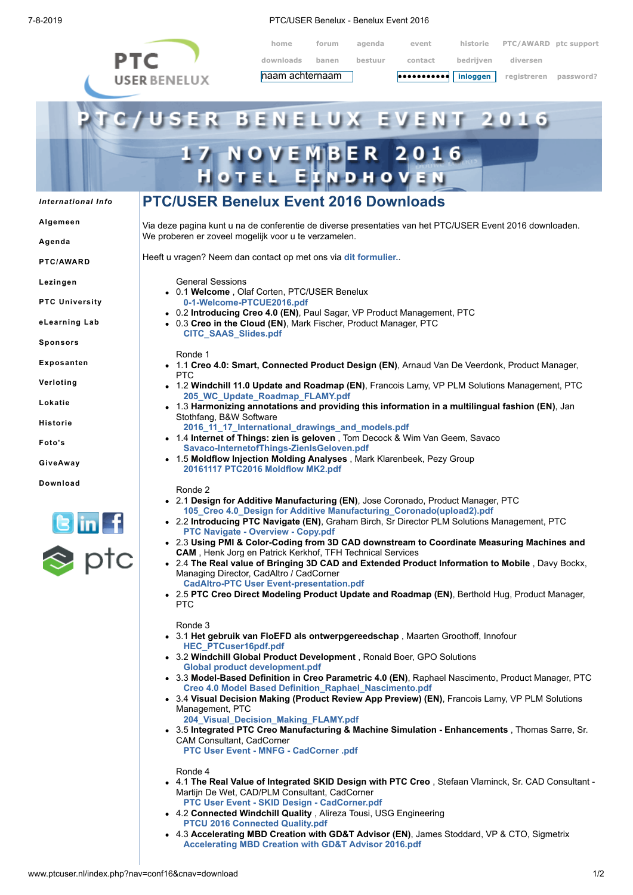home forum agenda event historie PTC/AWARD ptc support
downloads banen bestuur contact bedrijven diversen
naam achternaam inloggen registreren password?

PTC/USER BENELUX EVENT 2016
17 NOVEMBER 2016
HOTEL EINDHOVEN

*International Info*
Algemeen
Agenda
PTC/AWARD
Lezingen
PTC University
eLearning Lab
Sponsors
Exposanten
Verloting
Lokatie
Historie
Foto's
GiveAway
Download

# PTC/USER Benelux Event 2016 Downloads

Via deze pagina kunt u na de conferentie de diverse presentaties van het PTC/USER Event 2016 downloaden. We proberen er zoveel mogelijk voor u te verzamelen.

Heeft u vragen? Neem dan contact op met ons via **dit formulier.**.

General Sessions

- 0.1 **Welcome** , Olaf Corten, PTC/USER Benelux
  **0-1-Welcome-PTCUE2016.pdf**
- 0.2 **Introducing Creo 4.0 (EN)**, Paul Sagar, VP Product Management, PTC
- 0.3 **Creo in the Cloud (EN)**, Mark Fischer, Product Manager, PTC
  **CITC_SAAS_Slides.pdf**

Ronde 1

- 1.1 **Creo 4.0: Smart, Connected Product Design (EN)**, Arnaud Van De Veerdonk, Product Manager, PTC
- 1.2 **Windchill 11.0 Update and Roadmap (EN)**, Francois Lamy, VP PLM Solutions Management, PTC
  **205_WC_Update_Roadmap_FLAMY.pdf**
- 1.3 **Harmonizing annotations and providing this information in a multilingual fashion (EN)**, Jan Stothfang, B&W Software
  **2016_11_17_International_drawings_and_models.pdf**
- 1.4 **Internet of Things: zien is geloven** , Tom Decock & Wim Van Geem, Savaco
  **Savaco-InternetofThings-ZienIsGeloven.pdf**
- 1.5 **Moldflow Injection Molding Analyses** , Mark Klarenbeek, Pezy Group
  **20161117 PTC2016 Moldflow MK2.pdf**

Ronde 2

- 2.1 **Design for Additive Manufacturing (EN)**, Jose Coronado, Product Manager, PTC
  **105_Creo 4.0_Design for Additive Manufacturing_Coronado(upload2).pdf**
- 2.2 **Introducing PTC Navigate (EN)**, Graham Birch, Sr Director PLM Solutions Management, PTC
  **PTC Navigate - Overview - Copy.pdf**
- 2.3 **Using PMI & Color-Coding from 3D CAD downstream to Coordinate Measuring Machines and CAM** , Henk Jorg en Patrick Kerkhof, TFH Technical Services
- 2.4 **The Real value of Bringing 3D CAD and Extended Product Information to Mobile** , Davy Bockx, Managing Director, CadAltro / CadCorner
  **CadAltro-PTC User Event-presentation.pdf**
- 2.5 **PTC Creo Direct Modeling Product Update and Roadmap (EN)**, Berthold Hug, Product Manager, PTC

Ronde 3

- 3.1 **Het gebruik van FloEFD als ontwerpgereedschap** , Maarten Groothoff, Innofour
  **HEC_PTCuser16pdf.pdf**
- 3.2 **Windchill Global Product Development** , Ronald Boer, GPO Solutions
  **Global product development.pdf**
- 3.3 **Model-Based Definition in Creo Parametric 4.0 (EN)**, Raphael Nascimento, Product Manager, PTC
  **Creo 4.0 Model Based Definition_Raphael_Nascimento.pdf**
- 3.4 **Visual Decision Making (Product Review App Preview) (EN)**, Francois Lamy, VP PLM Solutions Management, PTC
  **204_Visual_Decision_Making_FLAMY.pdf**
- 3.5 **Integrated PTC Creo Manufacturing & Machine Simulation - Enhancements** , Thomas Sarre, Sr. CAM Consultant, CadCorner
  **PTC User Event - MNFG - CadCorner .pdf**

Ronde 4

- 4.1 **The Real Value of Integrated SKID Design with PTC Creo** , Stefaan Vlaminck, Sr. CAD Consultant - Martijn De Wet, CAD/PLM Consultant, CadCorner
  **PTC User Event - SKID Design - CadCorner.pdf**
- 4.2 **Connected Windchill Quality** , Alireza Tousi, USG Engineering
  **PTCU 2016 Connected Quality.pdf**
- 4.3 **Accelerating MBD Creation with GD&T Advisor (EN)**, James Stoddard, VP & CTO, Sigmetrix
  **Accelerating MBD Creation with GD&T Advisor 2016.pdf**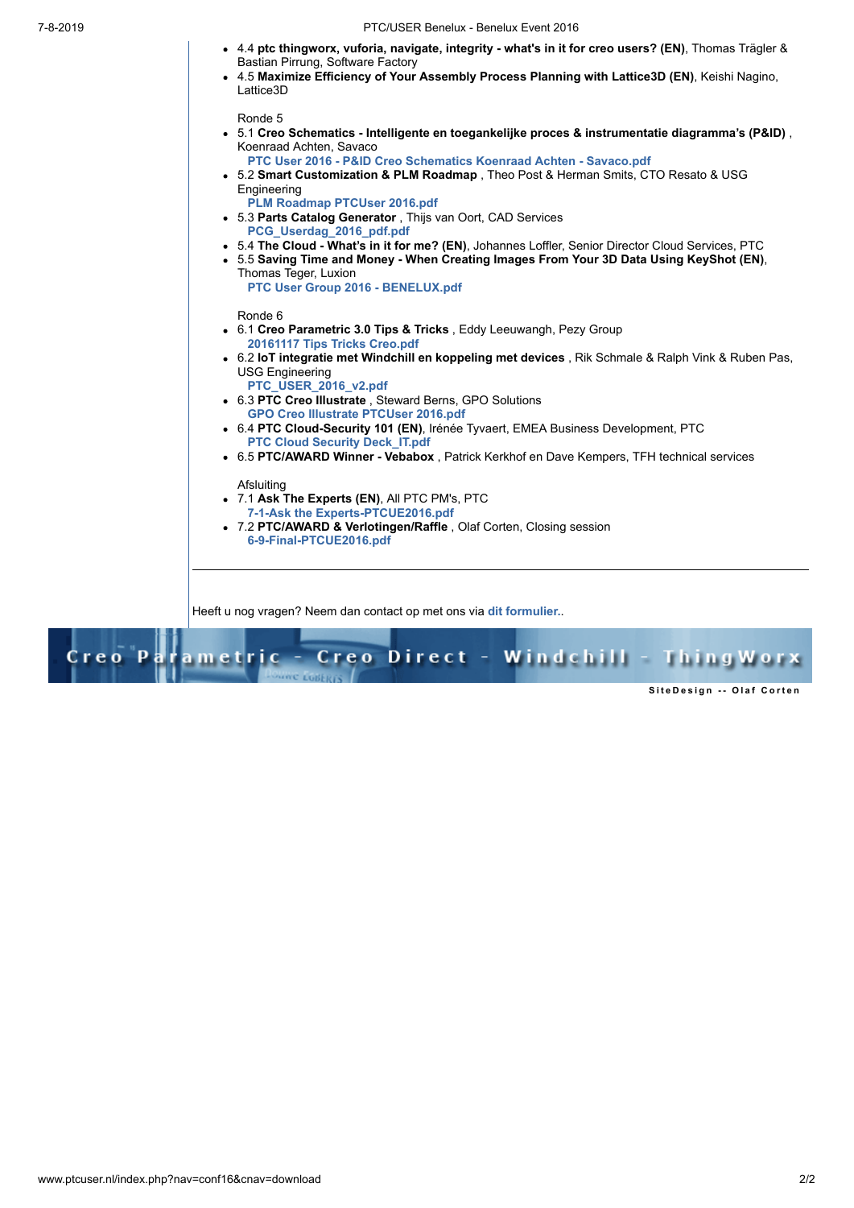- 4.4 **ptc thingworx, vuforia, navigate, integrity - what's in it for creo users? (EN)**, Thomas Trägler & Bastian Pirrung, Software Factory
- 4.5 **Maximize Efficiency of Your Assembly Process Planning with Lattice3D (EN)**, Keishi Nagino, Lattice3D

Ronde 5

- 5.1 **Creo Schematics - Intelligente en toegankelijke proces & instrumentatie diagramma's (P&ID)** , Koenraad Achten, Savaco
  **PTC User 2016 - P&ID Creo Schematics Koenraad Achten - Savaco.pdf**
- 5.2 **Smart Customization & PLM Roadmap** , Theo Post & Herman Smits, CTO Resato & USG Engineering
  **PLM Roadmap PTCUser 2016.pdf**
- 5.3 **Parts Catalog Generator** , Thijs van Oort, CAD Services
  **PCG_Userdag_2016_pdf.pdf**
- 5.4 **The Cloud - What's in it for me? (EN)**, Johannes Loffler, Senior Director Cloud Services, PTC
- 5.5 **Saving Time and Money - When Creating Images From Your 3D Data Using KeyShot (EN)**, Thomas Teger, Luxion
  **PTC User Group 2016 - BENELUX.pdf**

Ronde 6

- 6.1 **Creo Parametric 3.0 Tips & Tricks** , Eddy Leeuwangh, Pezy Group
  **20161117 Tips Tricks Creo.pdf**
- 6.2 **IoT integratie met Windchill en koppeling met devices** , Rik Schmale & Ralph Vink & Ruben Pas, USG Engineering
  **PTC_USER_2016_v2.pdf**
- 6.3 **PTC Creo Illustrate** , Steward Berns, GPO Solutions
  **GPO Creo Illustrate PTCUser 2016.pdf**
- 6.4 **PTC Cloud-Security 101 (EN)**, Irénée Tyvaert, EMEA Business Development, PTC
  **PTC Cloud Security Deck_IT.pdf**
- 6.5 **PTC/AWARD Winner - Vebabox** , Patrick Kerkhof en Dave Kempers, TFH technical services

Afsluiting

- 7.1 **Ask The Experts (EN)**, All PTC PM's, PTC
  **7-1-Ask the Experts-PTCUE2016.pdf**
- 7.2 **PTC/AWARD & Verlotingen/Raffle** , Olaf Corten, Closing session
  **6-9-Final-PTCUE2016.pdf**

---

Heeft u nog vragen? Neem dan contact op met ons via **dit formulier**..

Creo Parametric - Creo Direct - Windchill - ThingWorx

SiteDesign -- Olaf Corten